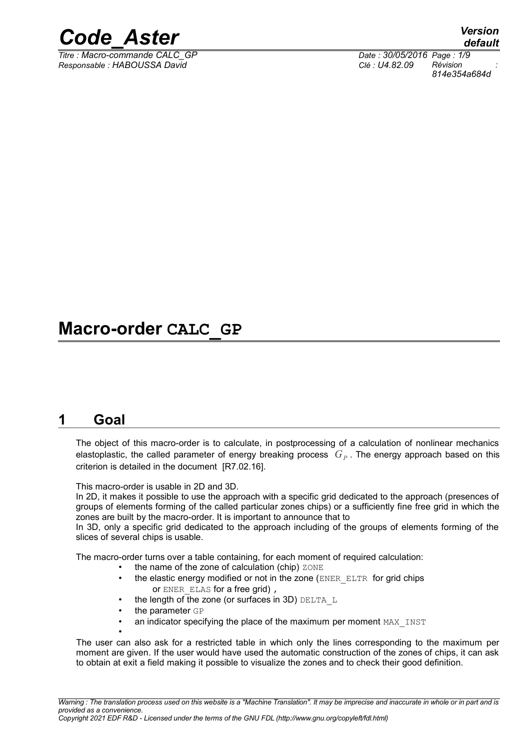# Macro-order CALC_GP

## 1 Goal

The object of this macro-order is to calculate, in postprocessing of a calculation of nonlinear mechanics elastoplastic, the called parameter of energy breaking process $G_P$. The energy approach based on this criterion is detailed in the document [R7.02.16].

This macro-order is usable in 2D and 3D.
In 2D, it makes it possible to use the approach with a specific grid dedicated to the approach (presences of groups of elements forming of the called particular zones chips) or a sufficiently fine free grid in which the zones are built by the macro-order. It is important to announce that to
In 3D, only a specific grid dedicated to the approach including of the groups of elements forming of the slices of several chips is usable.

The macro-order turns over a table containing, for each moment of required calculation:

- the name of the zone of calculation (chip) ZONE
- the elastic energy modified or not in the zone (ENER_ELTR for grid chips or ENER_ELAS for a free grid) ,
- the length of the zone (or surfaces in 3D) DELTA_L
- the parameter GP
- an indicator specifying the place of the maximum per moment MAX_INST
-

The user can also ask for a restricted table in which only the lines corresponding to the maximum per moment are given. If the user would have used the automatic construction of the zones of chips, it can ask to obtain at exit a field making it possible to visualize the zones and to check their good definition.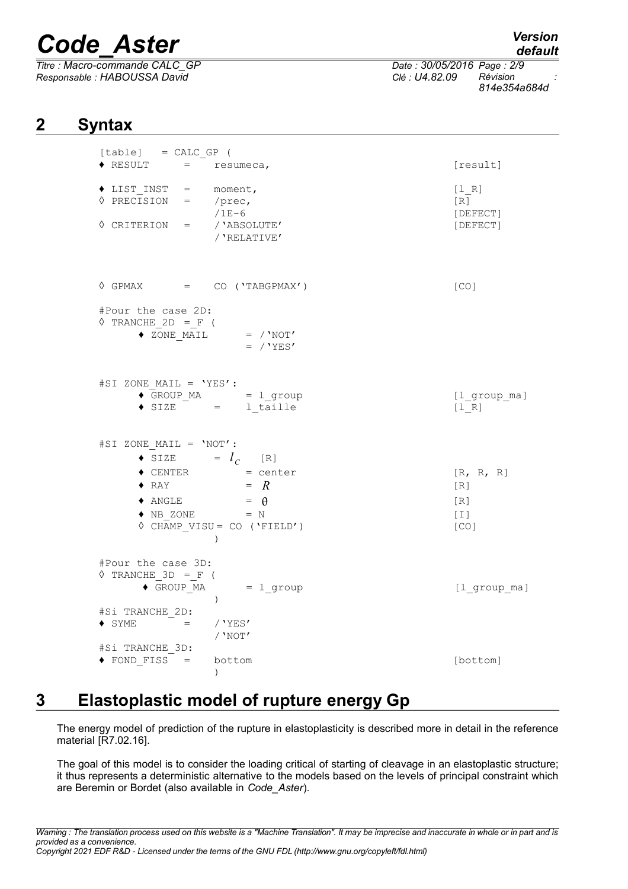## 2 Syntax

```
[table]   = CALC_GP (
♦ RESULT      =    resumeca,                                    [result]

♦ LIST_INST   =    moment,                                      [l_R]
◊ PRECISION   =    /prec,                                       [R]
                   /1E-6                                        [DEFECT]
◊ CRITERION   =    /'ABSOLUTE'                                  [DEFECT]
                   /'RELATIVE'


◊ GPMAX       =    CO ('TABGPMAX')                              [CO]

#Pour the case 2D:
◊ TRANCHE_2D  =_F (
      ♦ ZONE_MAIL       = /'NOT'
                        = /'YES'


#SI ZONE_MAIL = 'YES':
      ♦ GROUP_MA        = l_group                               [l_group_ma]
      ♦ SIZE       =    l_taille                                [l_R]


#SI ZONE_MAIL = 'NOT':
      ♦ SIZE       =  l_c    [R]
      ♦ CENTER          = center                                [R, R, R]
      ♦ RAY             = R                                     [R]
      ♦ ANGLE           = θ                                     [R]
      ♦ NB_ZONE         = N                                     [I]
      ◊ CHAMP_VISU = CO ('FIELD')                               [CO]
                 )

#Pour the case 3D:
◊ TRANCHE_3D  =_F (
      ♦ GROUP_MA        = l_group                               [l_group_ma]
                 )
#Si TRANCHE_2D:
♦ SYME        =    /'YES'
                   /'NOT'
#Si TRANCHE_3D:
♦ FOND_FISS   =    bottom                                       [bottom]
                 )
```

## 3 Elastoplastic model of rupture energy Gp

The energy model of prediction of the rupture in elastoplasticity is described more in detail in the reference material [R7.02.16].

The goal of this model is to consider the loading critical of starting of cleavage in an elastoplastic structure; it thus represents a deterministic alternative to the models based on the levels of principal constraint which are Beremin or Bordet (also available in *Code_Aster*).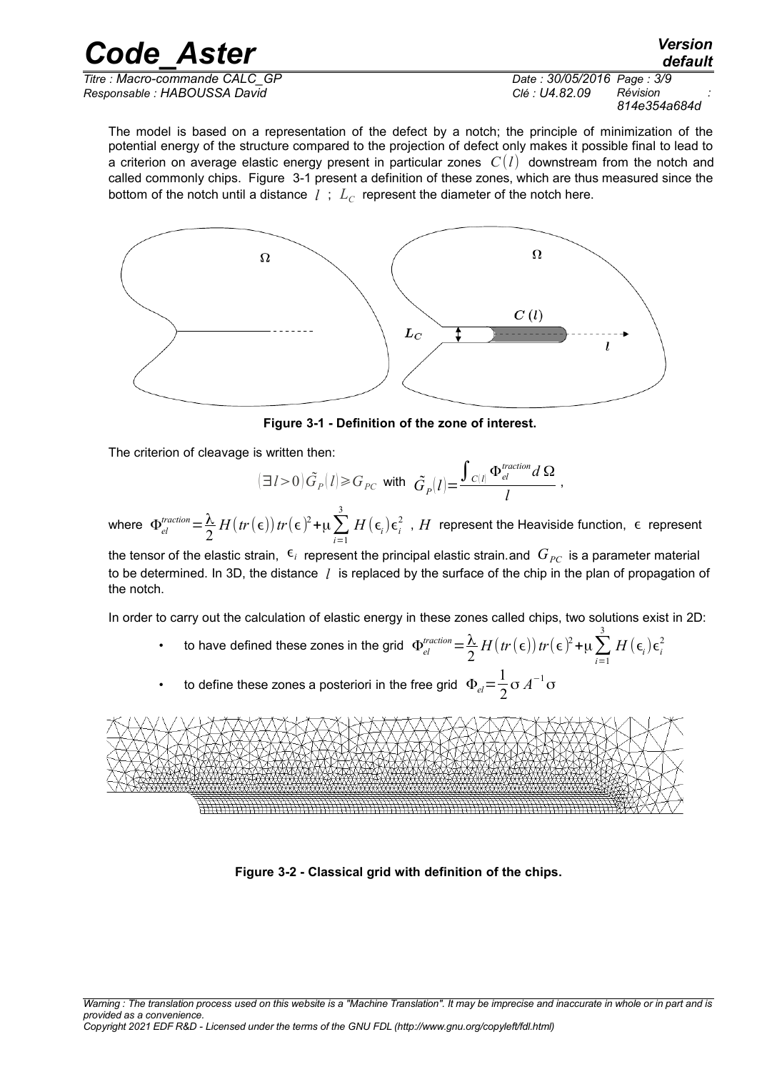The model is based on a representation of the defect by a notch; the principle of minimization of the potential energy of the structure compared to the projection of defect only makes it possible final to lead to a criterion on average elastic energy present in particular zones $C(l)$ downstream from the notch and called commonly chips. Figure 3-1 present a definition of these zones, which are thus measured since the bottom of the notch until a distance $l$ ; $L_C$ represent the diameter of the notch here.

**Figure 3-1 - Definition of the zone of interest.**

The criterion of cleavage is written then:

$$(\exists l>0)\tilde{G}_P(l) \geqslant G_{PC} \text{ with } \tilde{G}_P(l)=\frac{\int_{C(l)} \Phi_{el}^{traction} d\Omega}{l},$$

where $\Phi_{el}^{traction}=\frac{\lambda}{2} H(tr(\epsilon)) tr(\epsilon)^2+\mu \sum_{i=1}^{3} H(\epsilon_i)\epsilon_i^2$ , $H$ represent the Heaviside function, $\epsilon$ represent the tensor of the elastic strain, $\epsilon_i$ represent the principal elastic strain.and $G_{PC}$ is a parameter material to be determined. In 3D, the distance $l$ is replaced by the surface of the chip in the plan of propagation of the notch.

In order to carry out the calculation of elastic energy in these zones called chips, two solutions exist in 2D:

- to have defined these zones in the grid $\Phi_{el}^{traction}=\frac{\lambda}{2} H(tr(\epsilon)) tr(\epsilon)^2+\mu \sum_{i=1}^{3} H(\epsilon_i)\epsilon_i^2$
- to define these zones a posteriori in the free grid $\Phi_{el}=\frac{1}{2}\sigma A^{-1}\sigma$

**Figure 3-2 - Classical grid with definition of the chips.**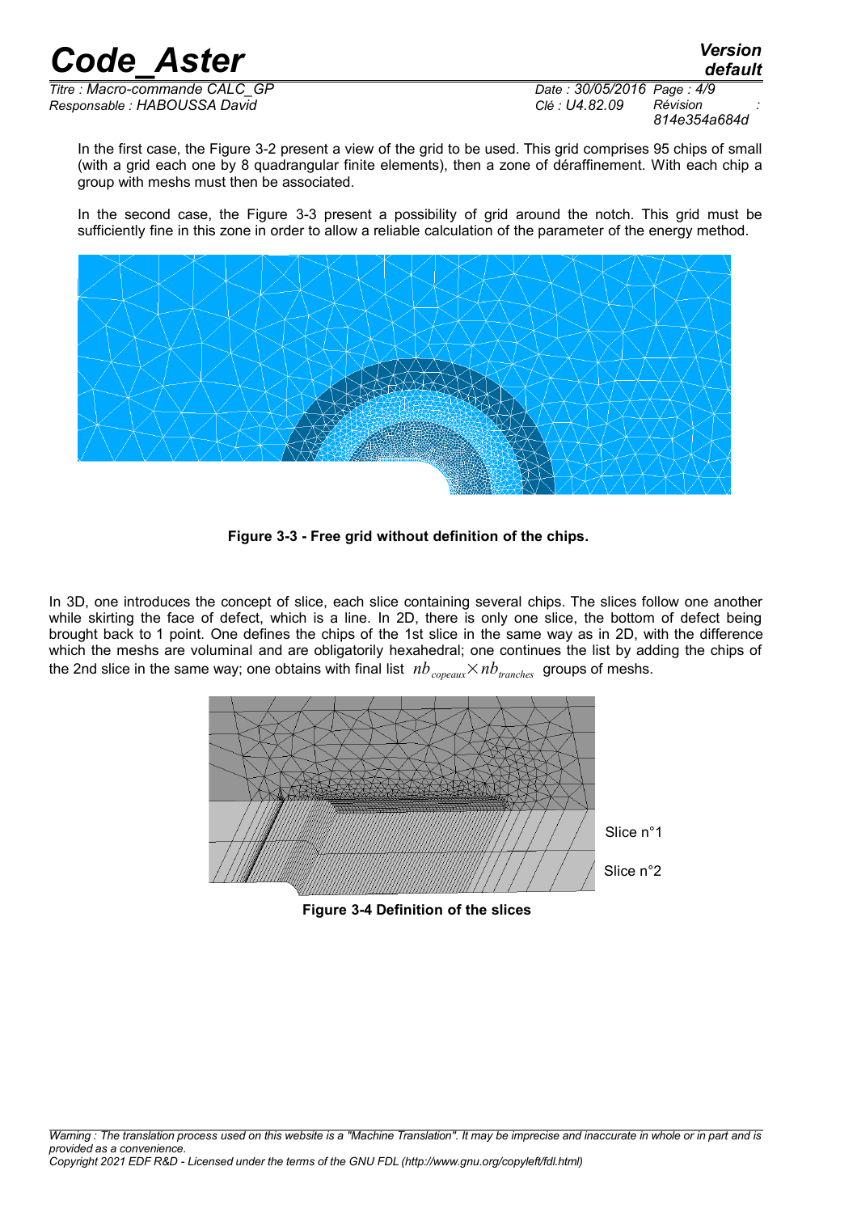In the first case, the Figure 3-2 present a view of the grid to be used. This grid comprises 95 chips of small (with a grid each one by 8 quadrangular finite elements), then a zone of déraffinement. With each chip a group with meshs must then be associated.

In the second case, the Figure 3-3 present a possibility of grid around the notch. This grid must be sufficiently fine in this zone in order to allow a reliable calculation of the parameter of the energy method.

**Figure 3-3 - Free grid without definition of the chips.**

In 3D, one introduces the concept of slice, each slice containing several chips. The slices follow one another while skirting the face of defect, which is a line. In 2D, there is only one slice, the bottom of defect being brought back to 1 point. One defines the chips of the 1st slice in the same way as in 2D, with the difference which the meshs are voluminal and are obligatorily hexahedral; one continues the list by adding the chips of the 2nd slice in the same way; one obtains with final list $nb_{copeaux} \times nb_{tranches}$ groups of meshs.

Slice n°1

Slice n°2

**Figure 3-4 Definition of the slices**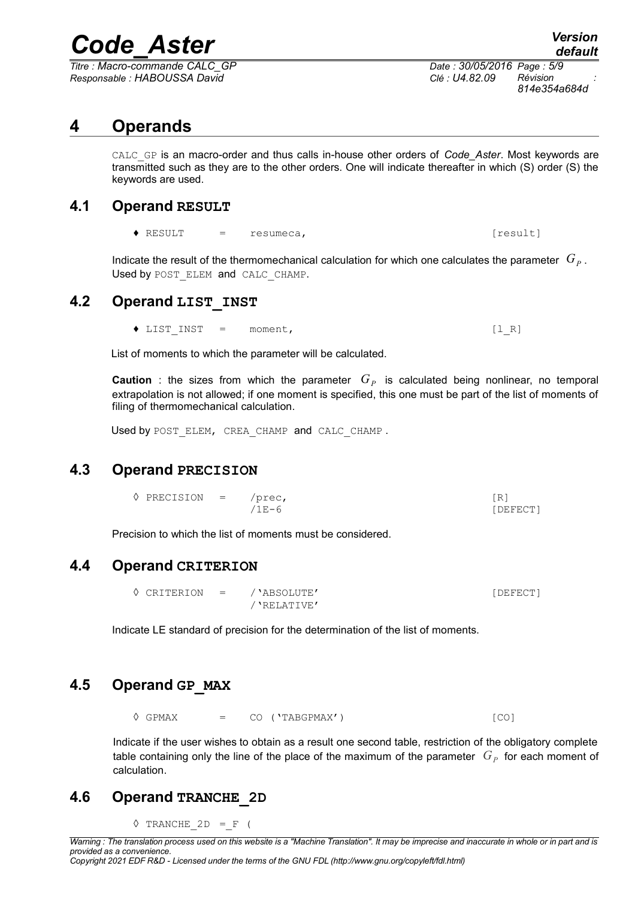# 4 Operands

CALC_GP is an macro-order and thus calls in-house other orders of *Code_Aster*. Most keywords are transmitted such as they are to the other orders. One will indicate thereafter in which (S) order (S) the keywords are used.

## 4.1 Operand RESULT

```
♦ RESULT      =     resumeca,                                    [result]
```

Indicate the result of the thermomechanical calculation for which one calculates the parameter $G_P$. Used by POST_ELEM and CALC_CHAMP.

## 4.2 Operand LIST_INST

```
♦ LIST_INST   =     moment,                                      [l_R]
```

List of moments to which the parameter will be calculated.

**Caution** : the sizes from which the parameter $G_P$ is calculated being nonlinear, no temporal extrapolation is not allowed; if one moment is specified, this one must be part of the list of moments of filing of thermomechanical calculation.

Used by POST_ELEM, CREA_CHAMP and CALC_CHAMP .

## 4.3 Operand PRECISION

```
◊ PRECISION   =     /prec,                                       [R]
                    /1E-6                                        [DEFECT]
```

Precision to which the list of moments must be considered.

## 4.4 Operand CRITERION

```
◊ CRITERION   =     /'ABSOLUTE'                                  [DEFECT]
                    /'RELATIVE'
```

Indicate LE standard of precision for the determination of the list of moments.

## 4.5 Operand GP_MAX

```
◊ GPMAX       =     CO ('TABGPMAX')                              [CO]
```

Indicate if the user wishes to obtain as a result one second table, restriction of the obligatory complete table containing only the line of the place of the maximum of the parameter $G_P$ for each moment of calculation.

## 4.6 Operand TRANCHE_2D

```
◊ TRANCHE_2D  =_F (
```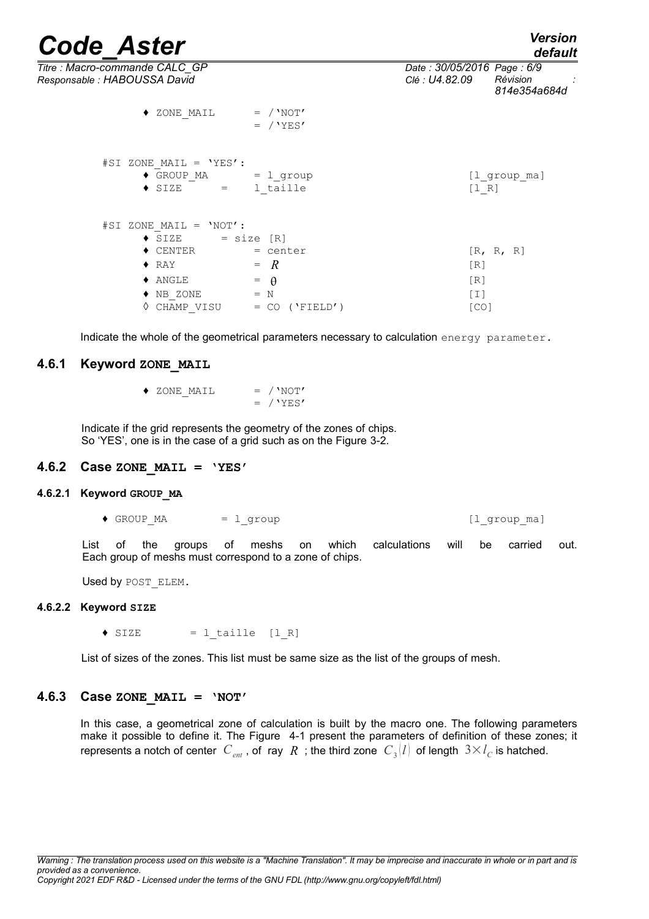```
♦ ZONE_MAIL        = /'NOT'
                   = /'YES'

#SI ZONE_MAIL = 'YES':
    ♦ GROUP_MA        = l_group                    [l_group_ma]
    ♦ SIZE      =     l_taille                     [l_R]

#SI ZONE_MAIL = 'NOT':
    ♦ SIZE       = size [R]
    ♦ CENTER          = center                     [R, R, R]
    ♦ RAY             = R                          [R]
    ♦ ANGLE           = θ                          [R]
    ♦ NB_ZONE         = N                          [I]
    ◊ CHAMP_VISU      = CO ('FIELD')               [CO]
```

Indicate the whole of the geometrical parameters necessary to calculation `energy parameter`.

### 4.6.1 Keyword **ZONE_MAIL**

```
♦ ZONE_MAIL        = /'NOT'
                   = /'YES'
```

Indicate if the grid represents the geometry of the zones of chips.
So 'YES', one is in the case of a grid such as on the Figure 3-2.

### 4.6.2 Case **ZONE_MAIL = 'YES'**

#### 4.6.2.1 Keyword **GROUP_MA**

```
♦ GROUP_MA         = l_group                       [l_group_ma]
```

List of the groups of meshs on which calculations will be carried out.
Each group of meshs must correspond to a zone of chips.

Used by `POST_ELEM`.

#### 4.6.2.2 Keyword **SIZE**

```
♦ SIZE        = l_taille  [l_R]
```

List of sizes of the zones. This list must be same size as the list of the groups of mesh.

### 4.6.3 Case **ZONE_MAIL = 'NOT'**

In this case, a geometrical zone of calculation is built by the macro one. The following parameters make it possible to define it. The Figure 4-1 present the parameters of definition of these zones; it represents a notch of center $C_{ent}$, of ray $R$ ; the third zone $C_3(l)$ of length $3\times l_C$ is hatched.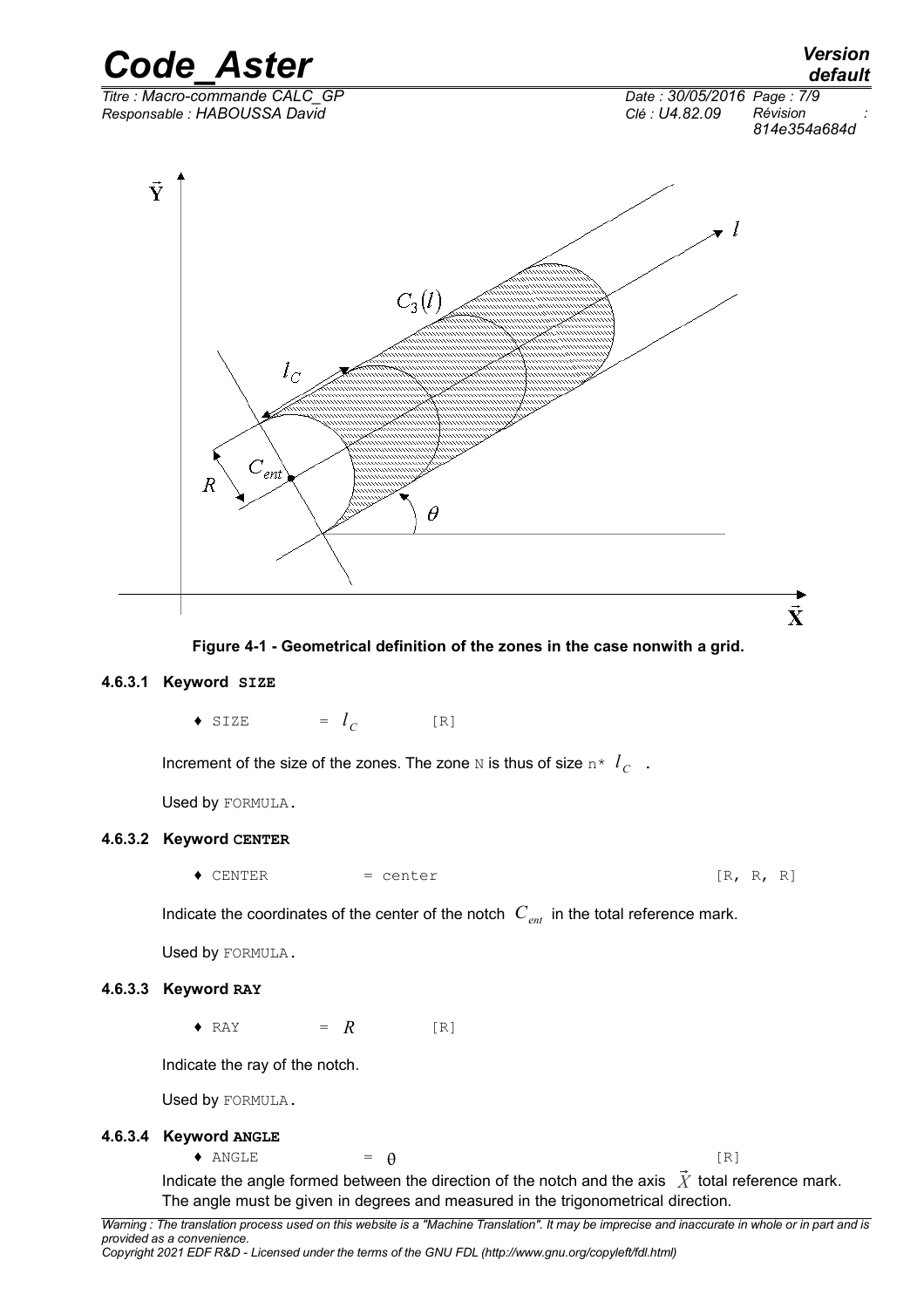Figure 4-1 - Geometrical definition of the zones in the case nonwith a grid.

#### 4.6.3.1 Keyword SIZE

♦ SIZE = $l_C$ [R]

Increment of the size of the zones. The zone N is thus of size n* $l_C$ .

Used by FORMULA.

#### 4.6.3.2 Keyword CENTER

♦ CENTER = center [R, R, R]

Indicate the coordinates of the center of the notch $C_{ent}$ in the total reference mark.

Used by FORMULA.

#### 4.6.3.3 Keyword RAY

♦ RAY = $R$ [R]

Indicate the ray of the notch.

Used by FORMULA.

#### 4.6.3.4 Keyword ANGLE

♦ ANGLE = $\theta$ [R]

Indicate the angle formed between the direction of the notch and the axis $\vec{X}$ total reference mark. The angle must be given in degrees and measured in the trigonometrical direction.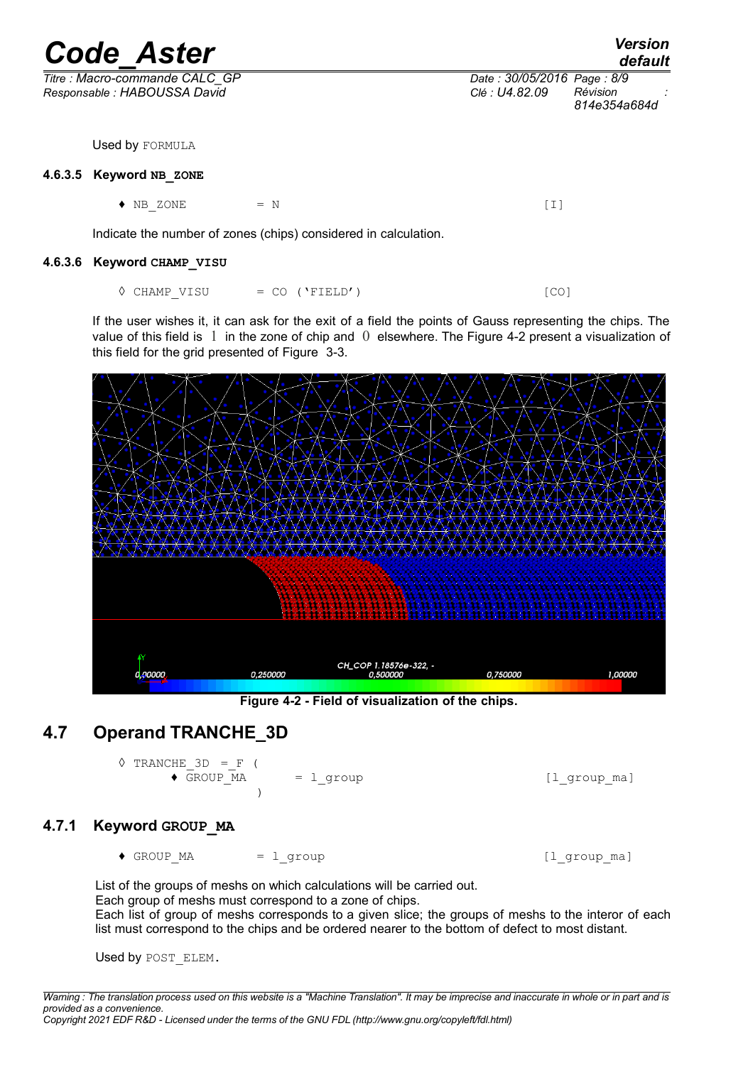Used by FORMULA

#### 4.6.3.5 Keyword NB_ZONE

```
♦ NB_ZONE        = N                                    [I]
```

Indicate the number of zones (chips) considered in calculation.

#### 4.6.3.6 Keyword CHAMP_VISU

```
◊ CHAMP_VISU     = CO ('FIELD')                         [CO]
```

If the user wishes it, it can ask for the exit of a field the points of Gauss representing the chips. The value of this field is $1$ in the zone of chip and $0$ elsewhere. The Figure 4-2 present a visualization of this field for the grid presented of Figure 3-3.

**Figure 4-2 - Field of visualization of the chips.**

## 4.7 Operand TRANCHE_3D

```
◊ TRANCHE_3D =_F (
      ♦ GROUP_MA        = l_group                       [l_group_ma]
                )
```

### 4.7.1 Keyword GROUP_MA

```
♦ GROUP_MA       = l_group                              [l_group_ma]
```

List of the groups of meshs on which calculations will be carried out.
Each group of meshs must correspond to a zone of chips.
Each list of group of meshs corresponds to a given slice; the groups of meshs to the interor of each list must correspond to the chips and be ordered nearer to the bottom of defect to most distant.

Used by POST_ELEM.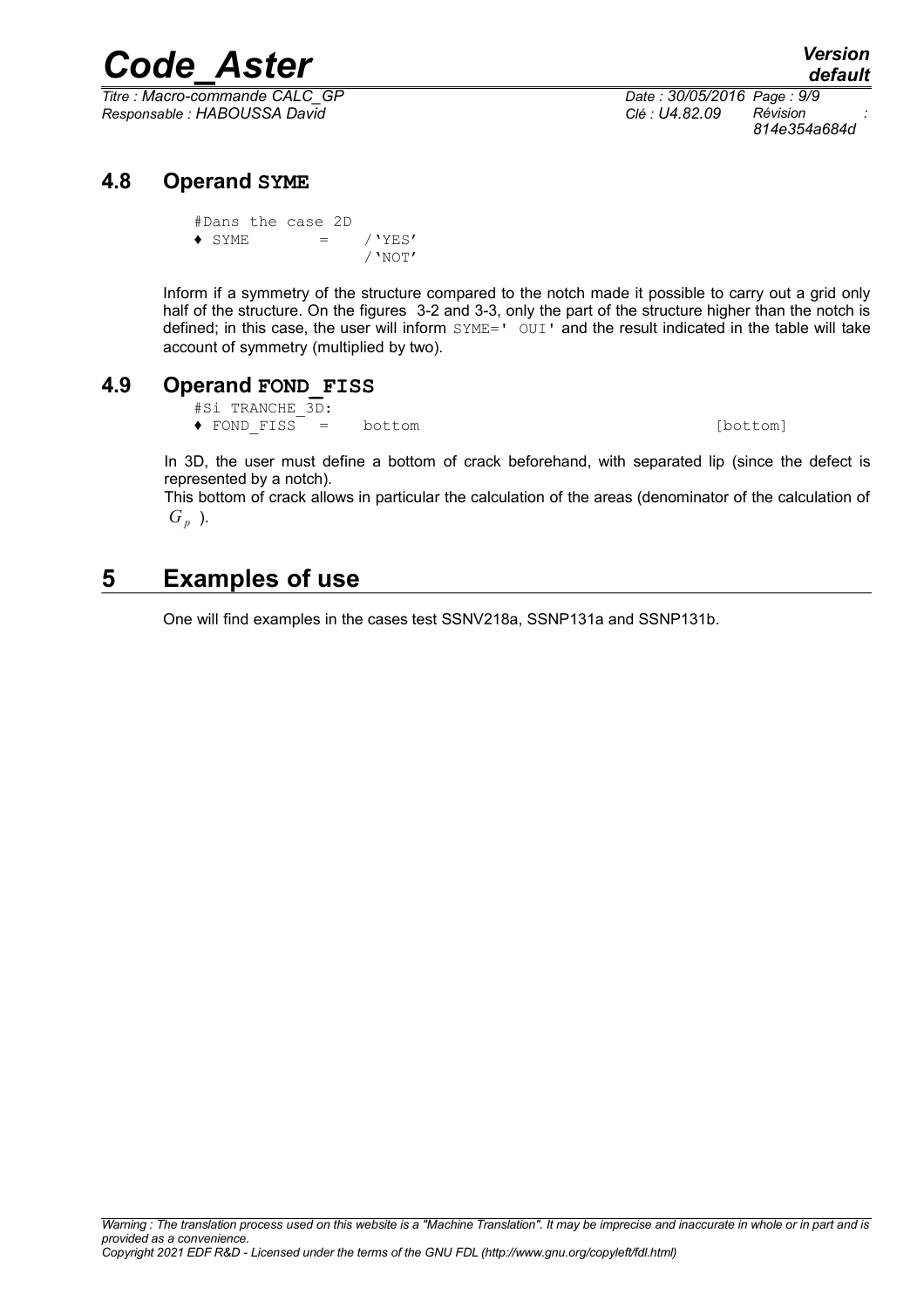## 4.8 Operand SYME

```
#Dans the case 2D
♦ SYME        =    /'YES'
                   /'NOT'
```

Inform if a symmetry of the structure compared to the notch made it possible to carry out a grid only half of the structure. On the figures 3-2 and 3-3, only the part of the structure higher than the notch is defined; in this case, the user will inform SYME=' OUI' and the result indicated in the table will take account of symmetry (multiplied by two).

## 4.9 Operand FOND_FISS

```
#Si TRANCHE_3D:
♦ FOND_FISS   =    bottom                                  [bottom]
```

In 3D, the user must define a bottom of crack beforehand, with separated lip (since the defect is represented by a notch).
This bottom of crack allows in particular the calculation of the areas (denominator of the calculation of $G_p$ ).

# 5 Examples of use

One will find examples in the cases test SSNV218a, SSNP131a and SSNP131b.